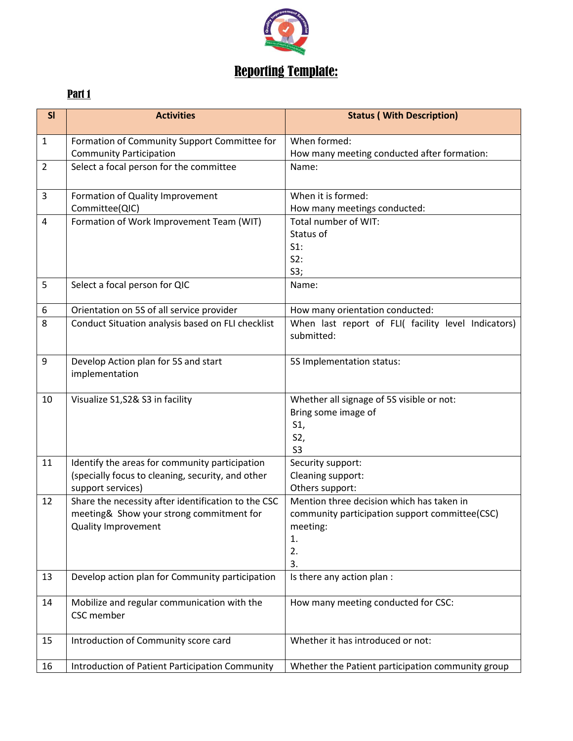# Reporting Template:

## Part 1

| Sl | Activities | Status ( With Description) |
|---|---|---|
| 1 | Formation of Community Support Committee for Community Participation | When formed:<br>How many meeting conducted after formation: |
| 2 | Select a focal person for the committee | Name: |
| 3 | Formation of Quality Improvement Committee(QIC) | When it is formed:<br>How many meetings conducted: |
| 4 | Formation of Work Improvement Team (WIT) | Total number of WIT:<br>Status of<br>S1:<br>S2:<br>S3; |
| 5 | Select a focal person for QIC | Name: |
| 6 | Orientation on 5S of all service provider | How many orientation conducted: |
| 8 | Conduct Situation analysis based on FLI checklist | When last report of FLI( facility level Indicators) submitted: |
| 9 | Develop Action plan for 5S and start implementation | 5S Implementation status: |
| 10 | Visualize S1,S2& S3 in facility | Whether all signage of 5S visible or not:<br>Bring some image of<br>S1,<br>S2,<br>S3 |
| 11 | Identify the areas for community participation (specially focus to cleaning, security, and other support services) | Security support:<br>Cleaning support:<br>Others support: |
| 12 | Share the necessity after identification to the CSC meeting& Show your strong commitment for Quality Improvement | Mention three decision which has taken in community participation support committee(CSC) meeting:<br>1.<br>2.<br>3. |
| 13 | Develop action plan for Community participation | Is there any action plan : |
| 14 | Mobilize and regular communication with the CSC member | How many meeting conducted for CSC: |
| 15 | Introduction of Community score card | Whether it has introduced or not: |
| 16 | Introduction of Patient Participation Community | Whether the Patient participation community group |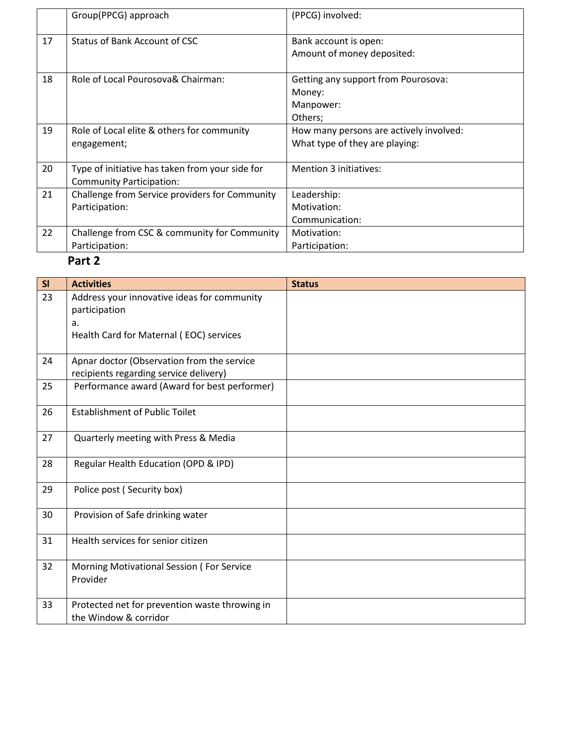| | | |
|---|---|---|
| | Group(PPCG) approach | (PPCG) involved: |
| 17 | Status of Bank Account of CSC | Bank account is open:<br>Amount of money deposited: |
| 18 | Role of Local Pourosova& Chairman: | Getting any support from Pourosova:<br>Money:<br>Manpower:<br>Others; |
| 19 | Role of Local elite & others for community engagement; | How many persons are actively involved:<br>What type of they are playing: |
| 20 | Type of initiative has taken from your side for Community Participation: | Mention 3 initiatives: |
| 21 | Challenge from Service providers for Community Participation: | Leadership:<br>Motivation:<br>Communication: |
| 22 | Challenge from CSC & community for Community Participation: | Motivation:<br>Participation: |

## Part 2

| Sl | Activities | Status |
|---|---|---|
| 23 | Address your innovative ideas for community participation<br>a.<br>Health Card for Maternal ( EOC) services | |
| 24 | Apnar doctor (Observation from the service recipients regarding service delivery) | |
| 25 | Performance award (Award for best performer) | |
| 26 | Establishment of Public Toilet | |
| 27 | Quarterly meeting with Press & Media | |
| 28 | Regular Health Education (OPD & IPD) | |
| 29 | Police post ( Security box) | |
| 30 | Provision of Safe drinking water | |
| 31 | Health services for senior citizen | |
| 32 | Morning Motivational Session ( For Service Provider | |
| 33 | Protected net for prevention waste throwing in the Window & corridor | |